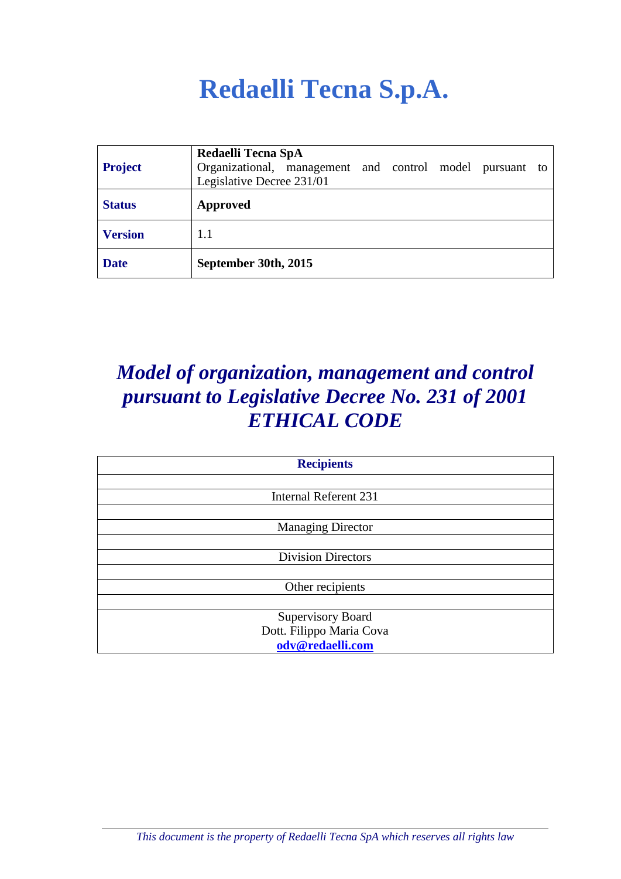# Redaelli Tecna S.p.A.

| | |
|---|---|
| **Project** | **Redaelli Tecna SpA**<br>Organizational, management and control model pursuant to Legislative Decree 231/01 |
| **Status** | **Approved** |
| **Version** | 1.1 |
| **Date** | **September 30th, 2015** |

## *Model of organization, management and control pursuant to Legislative Decree No. 231 of 2001 ETHICAL CODE*

| **Recipients** |
|---|
| |
| Internal Referent 231 |
| |
| Managing Director |
| |
| Division Directors |
| |
| Other recipients |
| |
| Supervisory Board<br>Dott. Filippo Maria Cova<br>**odv@redaelli.com** |

*This document is the property of Redaelli Tecna SpA which reserves all rights law*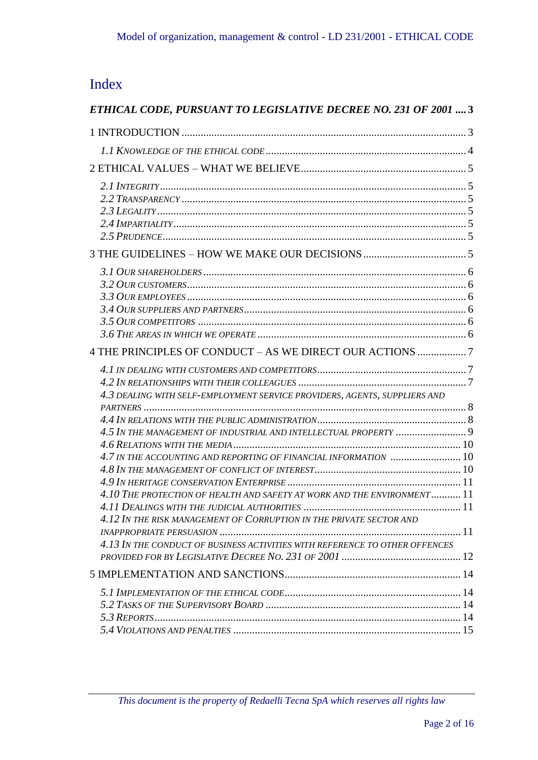# Index

***ETHICAL CODE, PURSUANT TO LEGISLATIVE DECREE NO. 231 OF 2001 .... 3***

1 INTRODUCTION ........................................................................................................ 3

*1.1 Knowledge of the ethical code* ........................................................................ 4

2 ETHICAL VALUES – WHAT WE BELIEVE ............................................................ 5

*2.1 Integrity* ................................................................................................................ 5
*2.2 Transparency* ........................................................................................................ 5
*2.3 Legality* ................................................................................................................. 5
*2.4 Impartiality* ........................................................................................................... 5
*2.5 Prudence* ............................................................................................................... 5

3 THE GUIDELINES – HOW WE MAKE OUR DECISIONS ..................................... 5

*3.1 Our shareholders* ................................................................................................ 6
*3.2 Our customers* ..................................................................................................... 6
*3.3 Our employees* ..................................................................................................... 6
*3.4 Our suppliers and partners* ................................................................................ 6
*3.5 Our competitors* .................................................................................................. 6
*3.6 The areas in which we operate* ........................................................................... 6

4 THE PRINCIPLES OF CONDUCT – AS WE DIRECT OUR ACTIONS .................. 7

*4.1 in dealing with customers and competitors* ...................................................... 7
*4.2 In relationships with their colleagues* ............................................................. 7
*4.3 dealing with self-employment service providers, agents, suppliers and partners* ...................................................................................................................... 8
*4.4 In relations with the public administration* ...................................................... 8
*4.5 In the management of industrial and intellectual property* ......................... 9
*4.6 Relations with the media* .................................................................................. 10
*4.7 in the accounting and reporting of financial information* ......................... 10
*4.8 In the management of conflict of interest* ..................................................... 10
*4.9 In heritage conservation Enterprise* ............................................................... 11
*4.10 The protection of health and safety at work and the environment* .......... 11
*4.11 Dealings with the judicial authorities* .......................................................... 11
*4.12 In the risk management of Corruption in the private sector and inappropriate persuasion* ........................................................................................ 11
*4.13 In the conduct of business activities with reference to other offences provided for by Legislative Decree No. 231 of 2001* ........................................... 12

5 IMPLEMENTATION AND SANCTIONS ................................................................ 14

*5.1 Implementation of the ethical code* ................................................................ 14
*5.2 Tasks of the Supervisory Board* ....................................................................... 14
*5.3 Reports* ............................................................................................................... 14
*5.4 Violations and penalties* .................................................................................. 15

*This document is the property of Redaelli Tecna SpA which reserves all rights law*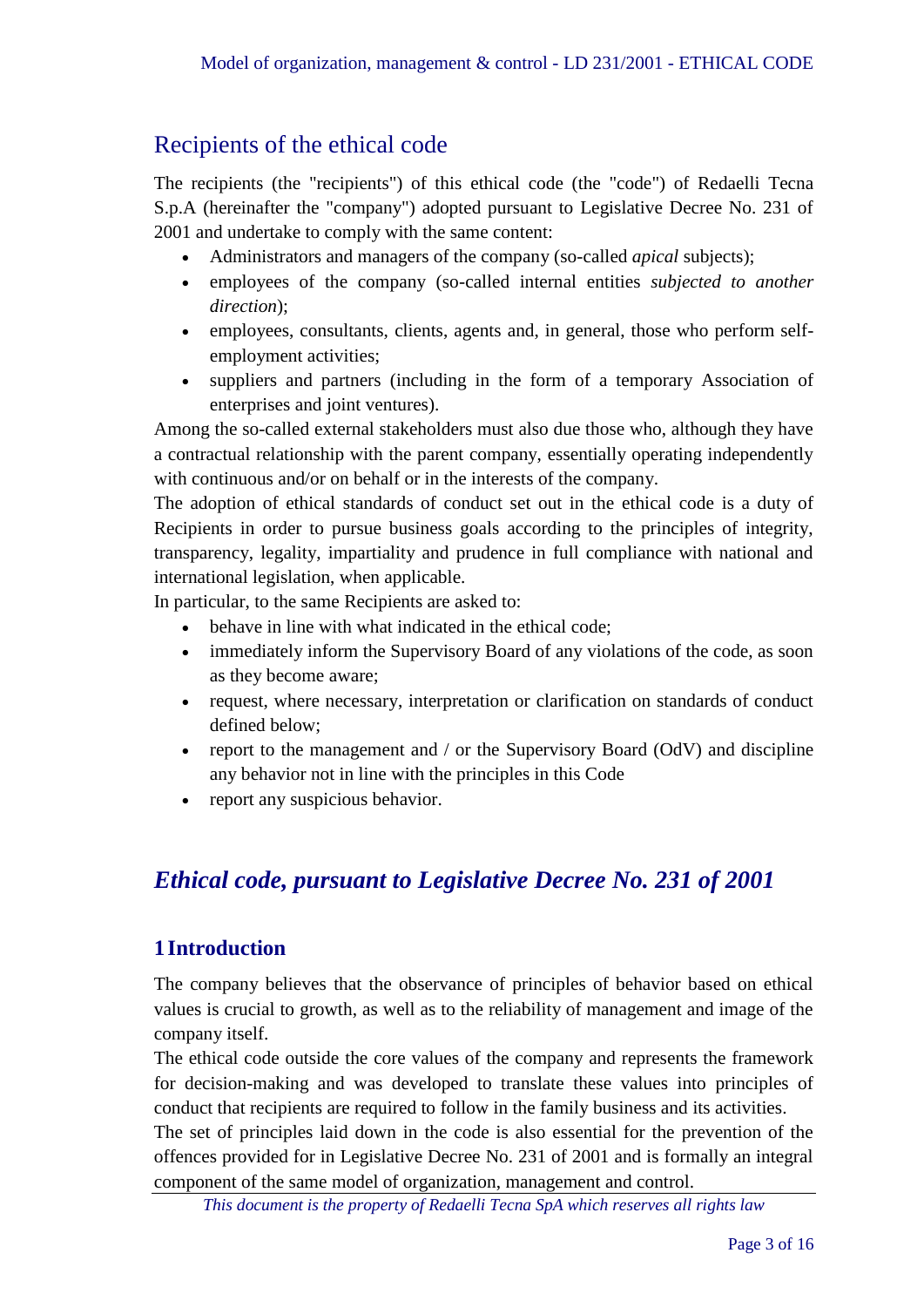## Recipients of the ethical code

The recipients (the "recipients") of this ethical code (the "code") of Redaelli Tecna S.p.A (hereinafter the "company") adopted pursuant to Legislative Decree No. 231 of 2001 and undertake to comply with the same content:

- Administrators and managers of the company (so-called *apical* subjects);
- employees of the company (so-called internal entities *subjected to another direction*);
- employees, consultants, clients, agents and, in general, those who perform self-employment activities;
- suppliers and partners (including in the form of a temporary Association of enterprises and joint ventures).

Among the so-called external stakeholders must also due those who, although they have a contractual relationship with the parent company, essentially operating independently with continuous and/or on behalf or in the interests of the company.

The adoption of ethical standards of conduct set out in the ethical code is a duty of Recipients in order to pursue business goals according to the principles of integrity, transparency, legality, impartiality and prudence in full compliance with national and international legislation, when applicable.

In particular, to the same Recipients are asked to:

- behave in line with what indicated in the ethical code;
- immediately inform the Supervisory Board of any violations of the code, as soon as they become aware;
- request, where necessary, interpretation or clarification on standards of conduct defined below;
- report to the management and / or the Supervisory Board (OdV) and discipline any behavior not in line with the principles in this Code
- report any suspicious behavior.

# *Ethical code, pursuant to Legislative Decree No. 231 of 2001*

## 1 Introduction

The company believes that the observance of principles of behavior based on ethical values is crucial to growth, as well as to the reliability of management and image of the company itself.

The ethical code outside the core values of the company and represents the framework for decision-making and was developed to translate these values into principles of conduct that recipients are required to follow in the family business and its activities.

The set of principles laid down in the code is also essential for the prevention of the offences provided for in Legislative Decree No. 231 of 2001 and is formally an integral component of the same model of organization, management and control.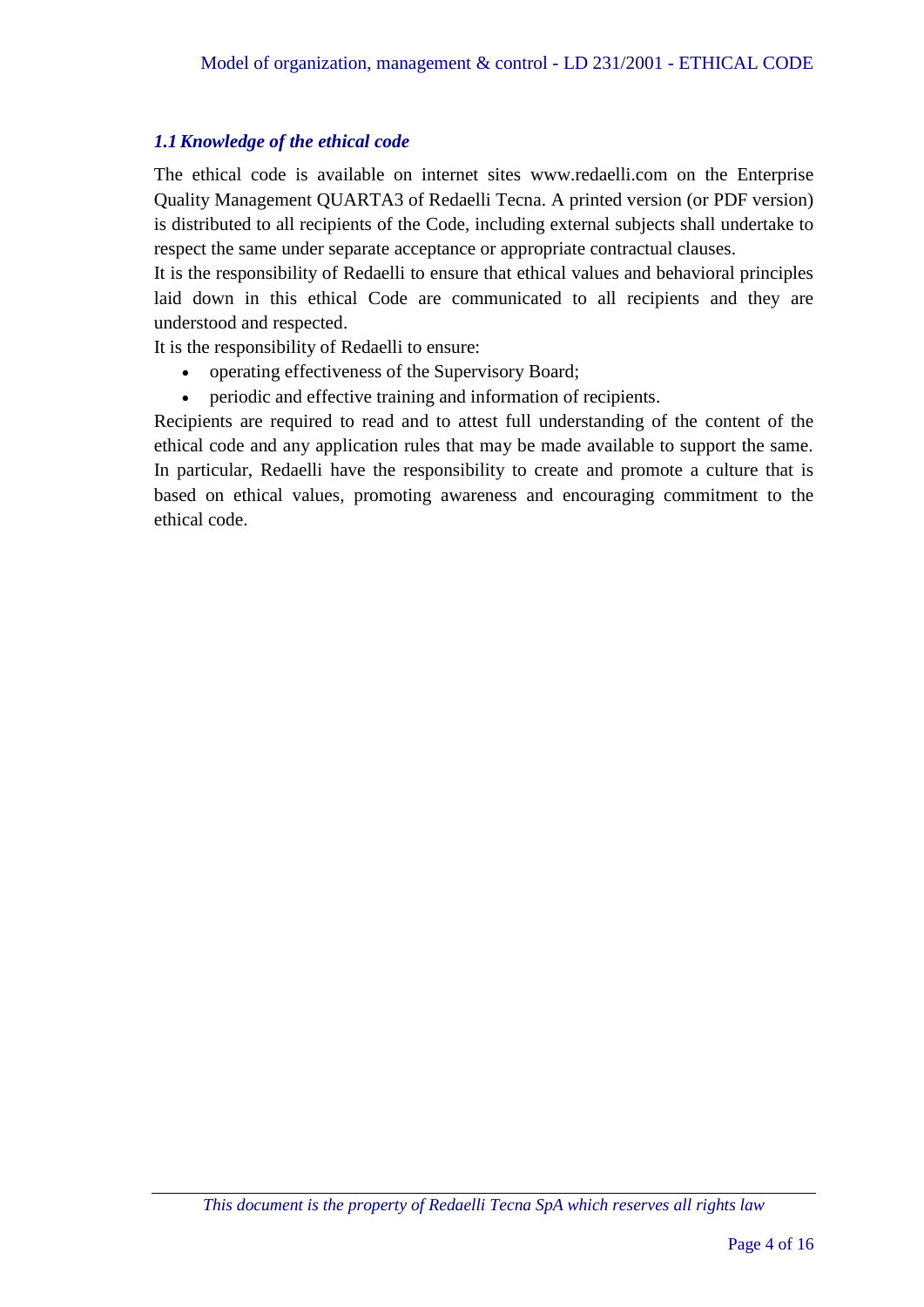### *1.1 Knowledge of the ethical code*

The ethical code is available on internet sites www.redaelli.com on the Enterprise Quality Management QUARTA3 of Redaelli Tecna. A printed version (or PDF version) is distributed to all recipients of the Code, including external subjects shall undertake to respect the same under separate acceptance or appropriate contractual clauses.

It is the responsibility of Redaelli to ensure that ethical values and behavioral principles laid down in this ethical Code are communicated to all recipients and they are understood and respected.

It is the responsibility of Redaelli to ensure:

- operating effectiveness of the Supervisory Board;
- periodic and effective training and information of recipients.

Recipients are required to read and to attest full understanding of the content of the ethical code and any application rules that may be made available to support the same. In particular, Redaelli have the responsibility to create and promote a culture that is based on ethical values, promoting awareness and encouraging commitment to the ethical code.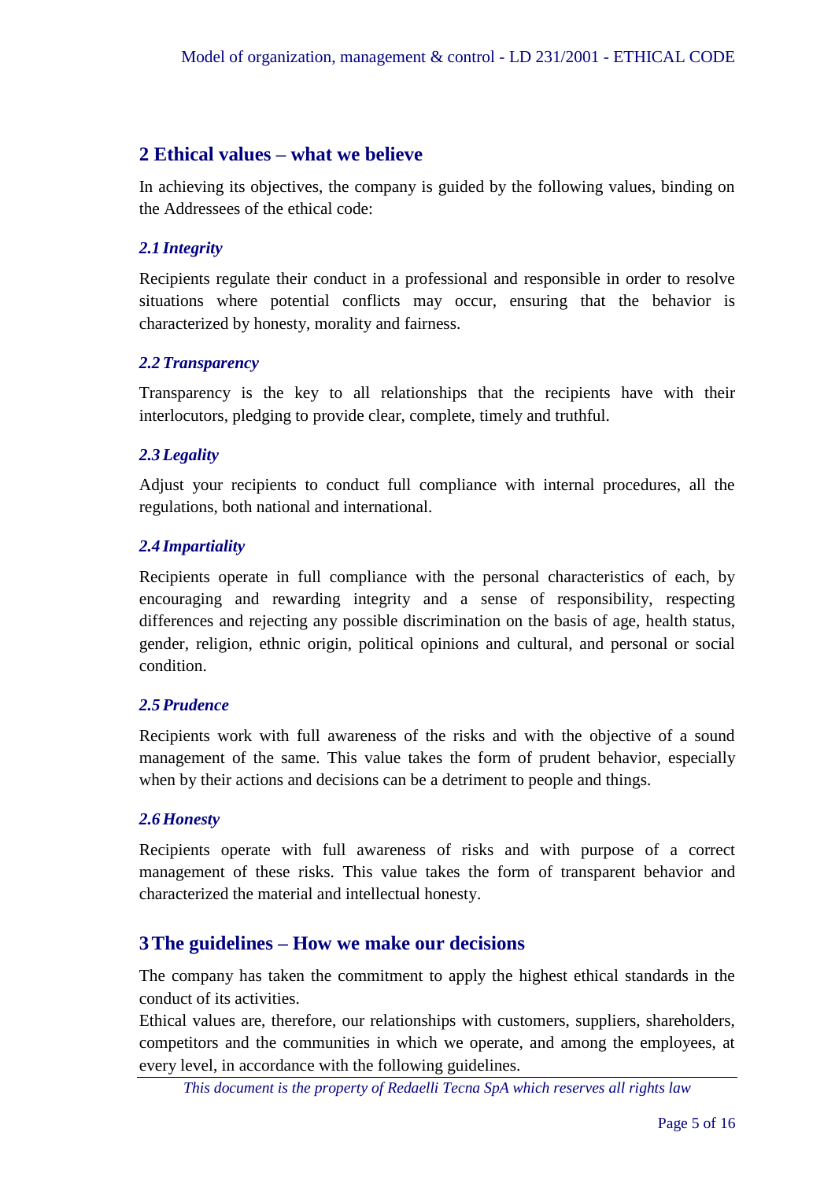## 2 Ethical values – what we believe

In achieving its objectives, the company is guided by the following values, binding on the Addressees of the ethical code:

### *2.1 Integrity*

Recipients regulate their conduct in a professional and responsible in order to resolve situations where potential conflicts may occur, ensuring that the behavior is characterized by honesty, morality and fairness.

### *2.2 Transparency*

Transparency is the key to all relationships that the recipients have with their interlocutors, pledging to provide clear, complete, timely and truthful.

### *2.3 Legality*

Adjust your recipients to conduct full compliance with internal procedures, all the regulations, both national and international.

### *2.4 Impartiality*

Recipients operate in full compliance with the personal characteristics of each, by encouraging and rewarding integrity and a sense of responsibility, respecting differences and rejecting any possible discrimination on the basis of age, health status, gender, religion, ethnic origin, political opinions and cultural, and personal or social condition.

### *2.5 Prudence*

Recipients work with full awareness of the risks and with the objective of a sound management of the same. This value takes the form of prudent behavior, especially when by their actions and decisions can be a detriment to people and things.

### *2.6 Honesty*

Recipients operate with full awareness of risks and with purpose of a correct management of these risks. This value takes the form of transparent behavior and characterized the material and intellectual honesty.

## 3 The guidelines – How we make our decisions

The company has taken the commitment to apply the highest ethical standards in the conduct of its activities.
Ethical values are, therefore, our relationships with customers, suppliers, shareholders, competitors and the communities in which we operate, and among the employees, at every level, in accordance with the following guidelines.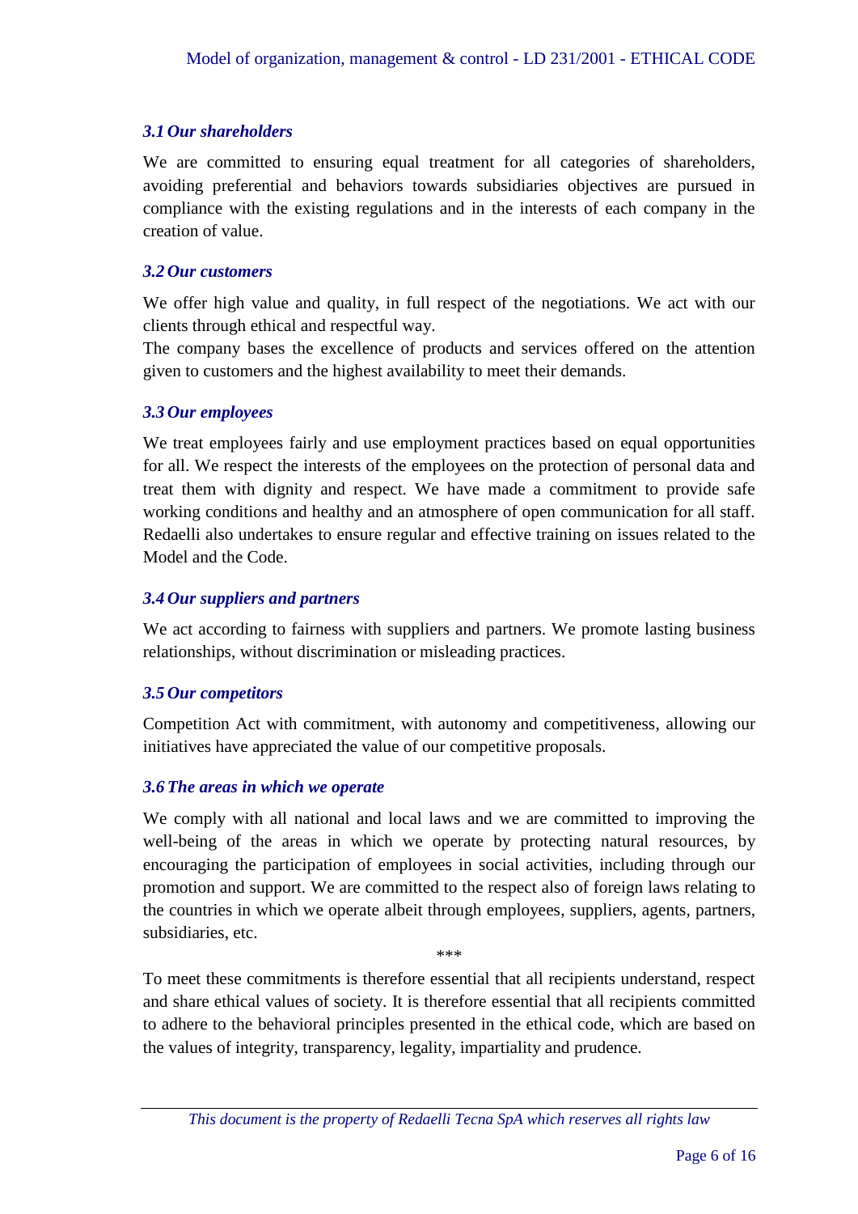### *3.1 Our shareholders*

We are committed to ensuring equal treatment for all categories of shareholders, avoiding preferential and behaviors towards subsidiaries objectives are pursued in compliance with the existing regulations and in the interests of each company in the creation of value.

### *3.2 Our customers*

We offer high value and quality, in full respect of the negotiations. We act with our clients through ethical and respectful way.
The company bases the excellence of products and services offered on the attention given to customers and the highest availability to meet their demands.

### *3.3 Our employees*

We treat employees fairly and use employment practices based on equal opportunities for all. We respect the interests of the employees on the protection of personal data and treat them with dignity and respect. We have made a commitment to provide safe working conditions and healthy and an atmosphere of open communication for all staff. Redaelli also undertakes to ensure regular and effective training on issues related to the Model and the Code.

### *3.4 Our suppliers and partners*

We act according to fairness with suppliers and partners. We promote lasting business relationships, without discrimination or misleading practices.

### *3.5 Our competitors*

Competition Act with commitment, with autonomy and competitiveness, allowing our initiatives have appreciated the value of our competitive proposals.

### *3.6 The areas in which we operate*

We comply with all national and local laws and we are committed to improving the well-being of the areas in which we operate by protecting natural resources, by encouraging the participation of employees in social activities, including through our promotion and support. We are committed to the respect also of foreign laws relating to the countries in which we operate albeit through employees, suppliers, agents, partners, subsidiaries, etc.

***

To meet these commitments is therefore essential that all recipients understand, respect and share ethical values of society. It is therefore essential that all recipients committed to adhere to the behavioral principles presented in the ethical code, which are based on the values of integrity, transparency, legality, impartiality and prudence.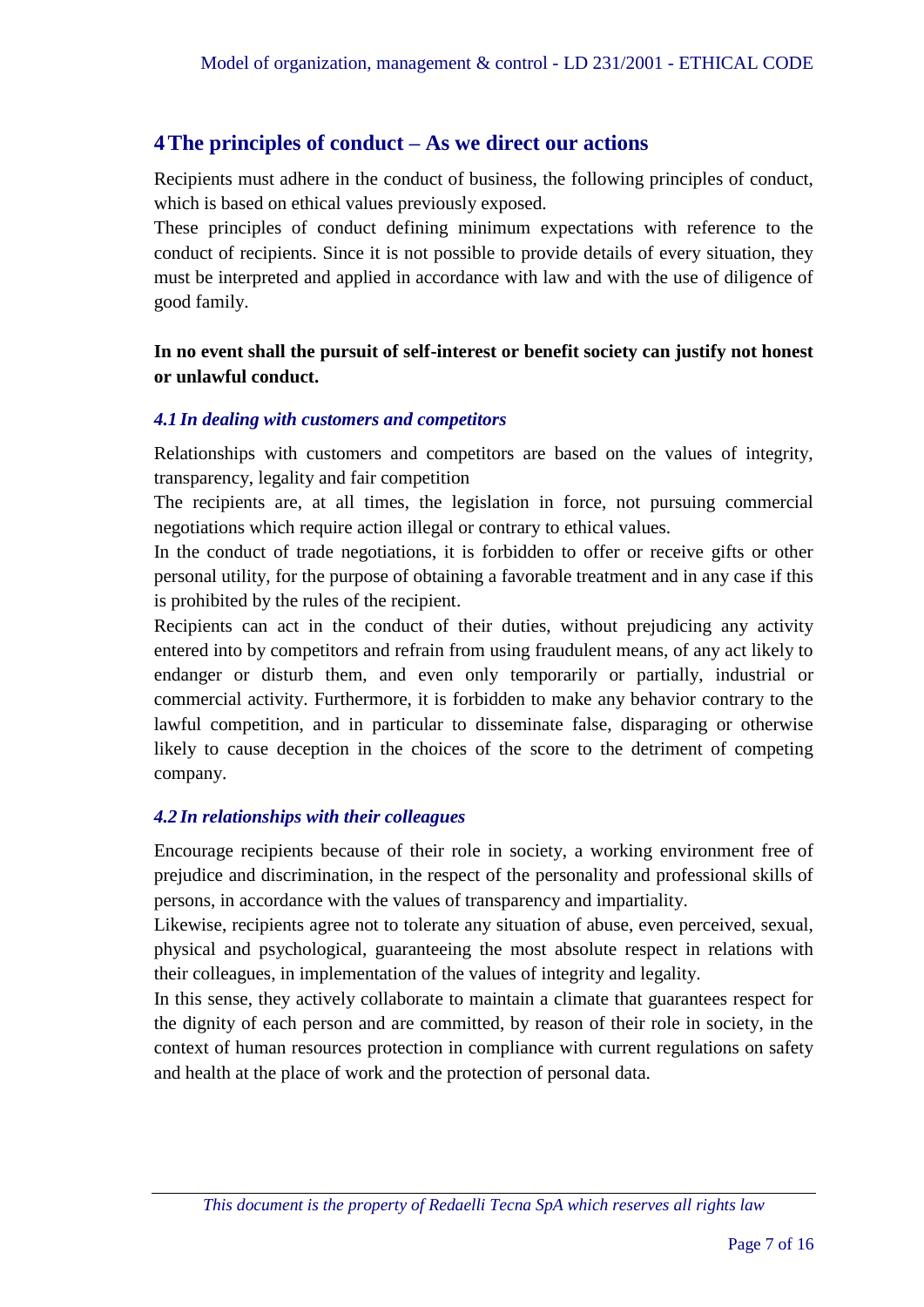## 4 The principles of conduct – As we direct our actions

Recipients must adhere in the conduct of business, the following principles of conduct, which is based on ethical values previously exposed.

These principles of conduct defining minimum expectations with reference to the conduct of recipients. Since it is not possible to provide details of every situation, they must be interpreted and applied in accordance with law and with the use of diligence of good family.

**In no event shall the pursuit of self-interest or benefit society can justify not honest or unlawful conduct.**

### *4.1 In dealing with customers and competitors*

Relationships with customers and competitors are based on the values of integrity, transparency, legality and fair competition

The recipients are, at all times, the legislation in force, not pursuing commercial negotiations which require action illegal or contrary to ethical values.

In the conduct of trade negotiations, it is forbidden to offer or receive gifts or other personal utility, for the purpose of obtaining a favorable treatment and in any case if this is prohibited by the rules of the recipient.

Recipients can act in the conduct of their duties, without prejudicing any activity entered into by competitors and refrain from using fraudulent means, of any act likely to endanger or disturb them, and even only temporarily or partially, industrial or commercial activity. Furthermore, it is forbidden to make any behavior contrary to the lawful competition, and in particular to disseminate false, disparaging or otherwise likely to cause deception in the choices of the score to the detriment of competing company.

### *4.2 In relationships with their colleagues*

Encourage recipients because of their role in society, a working environment free of prejudice and discrimination, in the respect of the personality and professional skills of persons, in accordance with the values of transparency and impartiality.

Likewise, recipients agree not to tolerate any situation of abuse, even perceived, sexual, physical and psychological, guaranteeing the most absolute respect in relations with their colleagues, in implementation of the values of integrity and legality.

In this sense, they actively collaborate to maintain a climate that guarantees respect for the dignity of each person and are committed, by reason of their role in society, in the context of human resources protection in compliance with current regulations on safety and health at the place of work and the protection of personal data.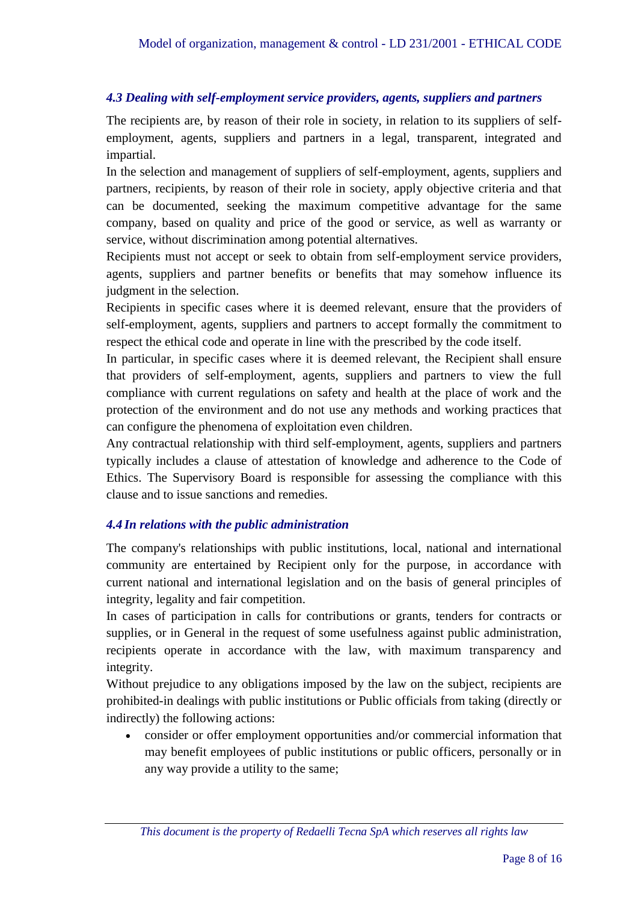### *4.3 Dealing with self-employment service providers, agents, suppliers and partners*

The recipients are, by reason of their role in society, in relation to its suppliers of self-employment, agents, suppliers and partners in a legal, transparent, integrated and impartial.

In the selection and management of suppliers of self-employment, agents, suppliers and partners, recipients, by reason of their role in society, apply objective criteria and that can be documented, seeking the maximum competitive advantage for the same company, based on quality and price of the good or service, as well as warranty or service, without discrimination among potential alternatives.

Recipients must not accept or seek to obtain from self-employment service providers, agents, suppliers and partner benefits or benefits that may somehow influence its judgment in the selection.

Recipients in specific cases where it is deemed relevant, ensure that the providers of self-employment, agents, suppliers and partners to accept formally the commitment to respect the ethical code and operate in line with the prescribed by the code itself.

In particular, in specific cases where it is deemed relevant, the Recipient shall ensure that providers of self-employment, agents, suppliers and partners to view the full compliance with current regulations on safety and health at the place of work and the protection of the environment and do not use any methods and working practices that can configure the phenomena of exploitation even children.

Any contractual relationship with third self-employment, agents, suppliers and partners typically includes a clause of attestation of knowledge and adherence to the Code of Ethics. The Supervisory Board is responsible for assessing the compliance with this clause and to issue sanctions and remedies.

### *4.4 In relations with the public administration*

The company's relationships with public institutions, local, national and international community are entertained by Recipient only for the purpose, in accordance with current national and international legislation and on the basis of general principles of integrity, legality and fair competition.

In cases of participation in calls for contributions or grants, tenders for contracts or supplies, or in General in the request of some usefulness against public administration, recipients operate in accordance with the law, with maximum transparency and integrity.

Without prejudice to any obligations imposed by the law on the subject, recipients are prohibited-in dealings with public institutions or Public officials from taking (directly or indirectly) the following actions:

- consider or offer employment opportunities and/or commercial information that may benefit employees of public institutions or public officers, personally or in any way provide a utility to the same;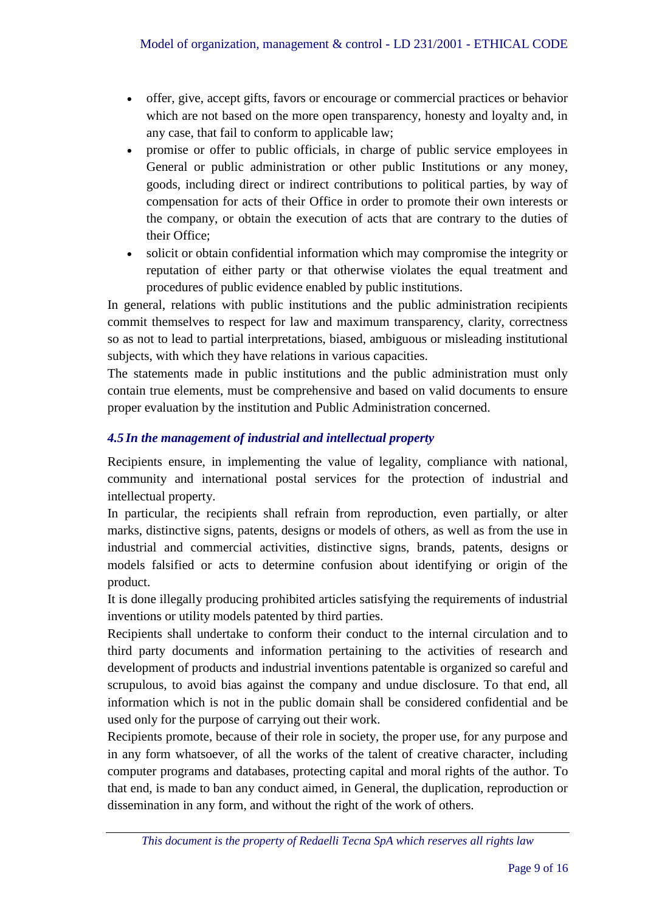- offer, give, accept gifts, favors or encourage or commercial practices or behavior which are not based on the more open transparency, honesty and loyalty and, in any case, that fail to conform to applicable law;
- promise or offer to public officials, in charge of public service employees in General or public administration or other public Institutions or any money, goods, including direct or indirect contributions to political parties, by way of compensation for acts of their Office in order to promote their own interests or the company, or obtain the execution of acts that are contrary to the duties of their Office;
- solicit or obtain confidential information which may compromise the integrity or reputation of either party or that otherwise violates the equal treatment and procedures of public evidence enabled by public institutions.

In general, relations with public institutions and the public administration recipients commit themselves to respect for law and maximum transparency, clarity, correctness so as not to lead to partial interpretations, biased, ambiguous or misleading institutional subjects, with which they have relations in various capacities.

The statements made in public institutions and the public administration must only contain true elements, must be comprehensive and based on valid documents to ensure proper evaluation by the institution and Public Administration concerned.

### *4.5 In the management of industrial and intellectual property*

Recipients ensure, in implementing the value of legality, compliance with national, community and international postal services for the protection of industrial and intellectual property.

In particular, the recipients shall refrain from reproduction, even partially, or alter marks, distinctive signs, patents, designs or models of others, as well as from the use in industrial and commercial activities, distinctive signs, brands, patents, designs or models falsified or acts to determine confusion about identifying or origin of the product.

It is done illegally producing prohibited articles satisfying the requirements of industrial inventions or utility models patented by third parties.

Recipients shall undertake to conform their conduct to the internal circulation and to third party documents and information pertaining to the activities of research and development of products and industrial inventions patentable is organized so careful and scrupulous, to avoid bias against the company and undue disclosure. To that end, all information which is not in the public domain shall be considered confidential and be used only for the purpose of carrying out their work.

Recipients promote, because of their role in society, the proper use, for any purpose and in any form whatsoever, of all the works of the talent of creative character, including computer programs and databases, protecting capital and moral rights of the author. To that end, is made to ban any conduct aimed, in General, the duplication, reproduction or dissemination in any form, and without the right of the work of others.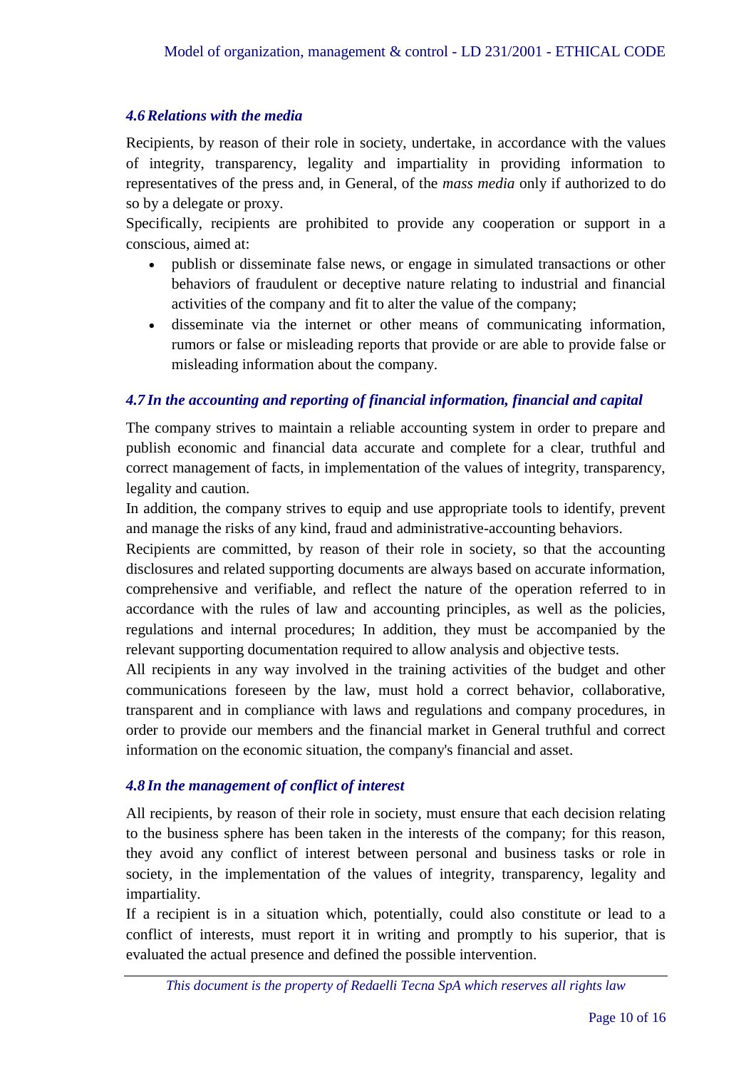### *4.6 Relations with the media*

Recipients, by reason of their role in society, undertake, in accordance with the values of integrity, transparency, legality and impartiality in providing information to representatives of the press and, in General, of the *mass media* only if authorized to do so by a delegate or proxy.

Specifically, recipients are prohibited to provide any cooperation or support in a conscious, aimed at:

- publish or disseminate false news, or engage in simulated transactions or other behaviors of fraudulent or deceptive nature relating to industrial and financial activities of the company and fit to alter the value of the company;
- disseminate via the internet or other means of communicating information, rumors or false or misleading reports that provide or are able to provide false or misleading information about the company.

### *4.7 In the accounting and reporting of financial information, financial and capital*

The company strives to maintain a reliable accounting system in order to prepare and publish economic and financial data accurate and complete for a clear, truthful and correct management of facts, in implementation of the values of integrity, transparency, legality and caution.

In addition, the company strives to equip and use appropriate tools to identify, prevent and manage the risks of any kind, fraud and administrative-accounting behaviors.

Recipients are committed, by reason of their role in society, so that the accounting disclosures and related supporting documents are always based on accurate information, comprehensive and verifiable, and reflect the nature of the operation referred to in accordance with the rules of law and accounting principles, as well as the policies, regulations and internal procedures; In addition, they must be accompanied by the relevant supporting documentation required to allow analysis and objective tests.

All recipients in any way involved in the training activities of the budget and other communications foreseen by the law, must hold a correct behavior, collaborative, transparent and in compliance with laws and regulations and company procedures, in order to provide our members and the financial market in General truthful and correct information on the economic situation, the company's financial and asset.

### *4.8 In the management of conflict of interest*

All recipients, by reason of their role in society, must ensure that each decision relating to the business sphere has been taken in the interests of the company; for this reason, they avoid any conflict of interest between personal and business tasks or role in society, in the implementation of the values of integrity, transparency, legality and impartiality.

If a recipient is in a situation which, potentially, could also constitute or lead to a conflict of interests, must report it in writing and promptly to his superior, that is evaluated the actual presence and defined the possible intervention.

*This document is the property of Redaelli Tecna SpA which reserves all rights law*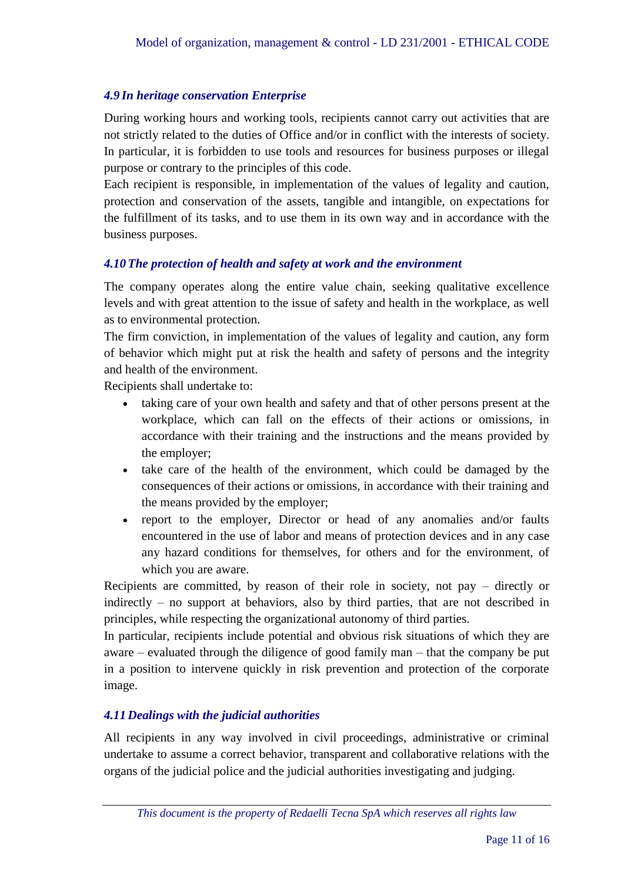### *4.9 In heritage conservation Enterprise*

During working hours and working tools, recipients cannot carry out activities that are not strictly related to the duties of Office and/or in conflict with the interests of society. In particular, it is forbidden to use tools and resources for business purposes or illegal purpose or contrary to the principles of this code.

Each recipient is responsible, in implementation of the values of legality and caution, protection and conservation of the assets, tangible and intangible, on expectations for the fulfillment of its tasks, and to use them in its own way and in accordance with the business purposes.

### *4.10 The protection of health and safety at work and the environment*

The company operates along the entire value chain, seeking qualitative excellence levels and with great attention to the issue of safety and health in the workplace, as well as to environmental protection.

The firm conviction, in implementation of the values of legality and caution, any form of behavior which might put at risk the health and safety of persons and the integrity and health of the environment.

Recipients shall undertake to:

- taking care of your own health and safety and that of other persons present at the workplace, which can fall on the effects of their actions or omissions, in accordance with their training and the instructions and the means provided by the employer;
- take care of the health of the environment, which could be damaged by the consequences of their actions or omissions, in accordance with their training and the means provided by the employer;
- report to the employer, Director or head of any anomalies and/or faults encountered in the use of labor and means of protection devices and in any case any hazard conditions for themselves, for others and for the environment, of which you are aware.

Recipients are committed, by reason of their role in society, not pay – directly or indirectly – no support at behaviors, also by third parties, that are not described in principles, while respecting the organizational autonomy of third parties.

In particular, recipients include potential and obvious risk situations of which they are aware – evaluated through the diligence of good family man – that the company be put in a position to intervene quickly in risk prevention and protection of the corporate image.

### *4.11 Dealings with the judicial authorities*

All recipients in any way involved in civil proceedings, administrative or criminal undertake to assume a correct behavior, transparent and collaborative relations with the organs of the judicial police and the judicial authorities investigating and judging.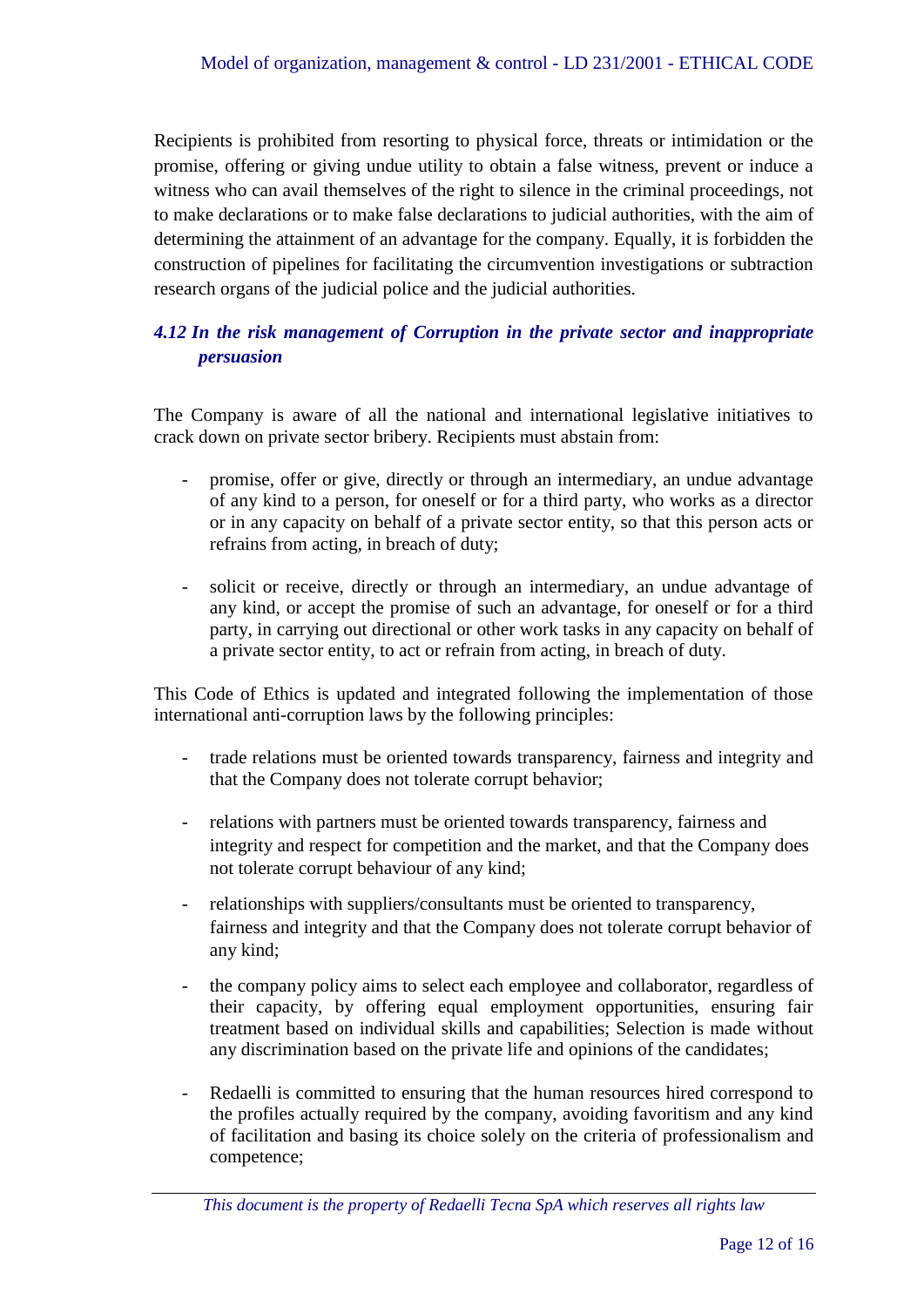Recipients is prohibited from resorting to physical force, threats or intimidation or the promise, offering or giving undue utility to obtain a false witness, prevent or induce a witness who can avail themselves of the right to silence in the criminal proceedings, not to make declarations or to make false declarations to judicial authorities, with the aim of determining the attainment of an advantage for the company. Equally, it is forbidden the construction of pipelines for facilitating the circumvention investigations or subtraction research organs of the judicial police and the judicial authorities.

### *4.12 In the risk management of Corruption in the private sector and inappropriate persuasion*

The Company is aware of all the national and international legislative initiatives to crack down on private sector bribery. Recipients must abstain from:

- promise, offer or give, directly or through an intermediary, an undue advantage of any kind to a person, for oneself or for a third party, who works as a director or in any capacity on behalf of a private sector entity, so that this person acts or refrains from acting, in breach of duty;
- solicit or receive, directly or through an intermediary, an undue advantage of any kind, or accept the promise of such an advantage, for oneself or for a third party, in carrying out directional or other work tasks in any capacity on behalf of a private sector entity, to act or refrain from acting, in breach of duty.

This Code of Ethics is updated and integrated following the implementation of those international anti-corruption laws by the following principles:

- trade relations must be oriented towards transparency, fairness and integrity and that the Company does not tolerate corrupt behavior;
- relations with partners must be oriented towards transparency, fairness and integrity and respect for competition and the market, and that the Company does not tolerate corrupt behaviour of any kind;
- relationships with suppliers/consultants must be oriented to transparency, fairness and integrity and that the Company does not tolerate corrupt behavior of any kind;
- the company policy aims to select each employee and collaborator, regardless of their capacity, by offering equal employment opportunities, ensuring fair treatment based on individual skills and capabilities; Selection is made without any discrimination based on the private life and opinions of the candidates;
- Redaelli is committed to ensuring that the human resources hired correspond to the profiles actually required by the company, avoiding favoritism and any kind of facilitation and basing its choice solely on the criteria of professionalism and competence;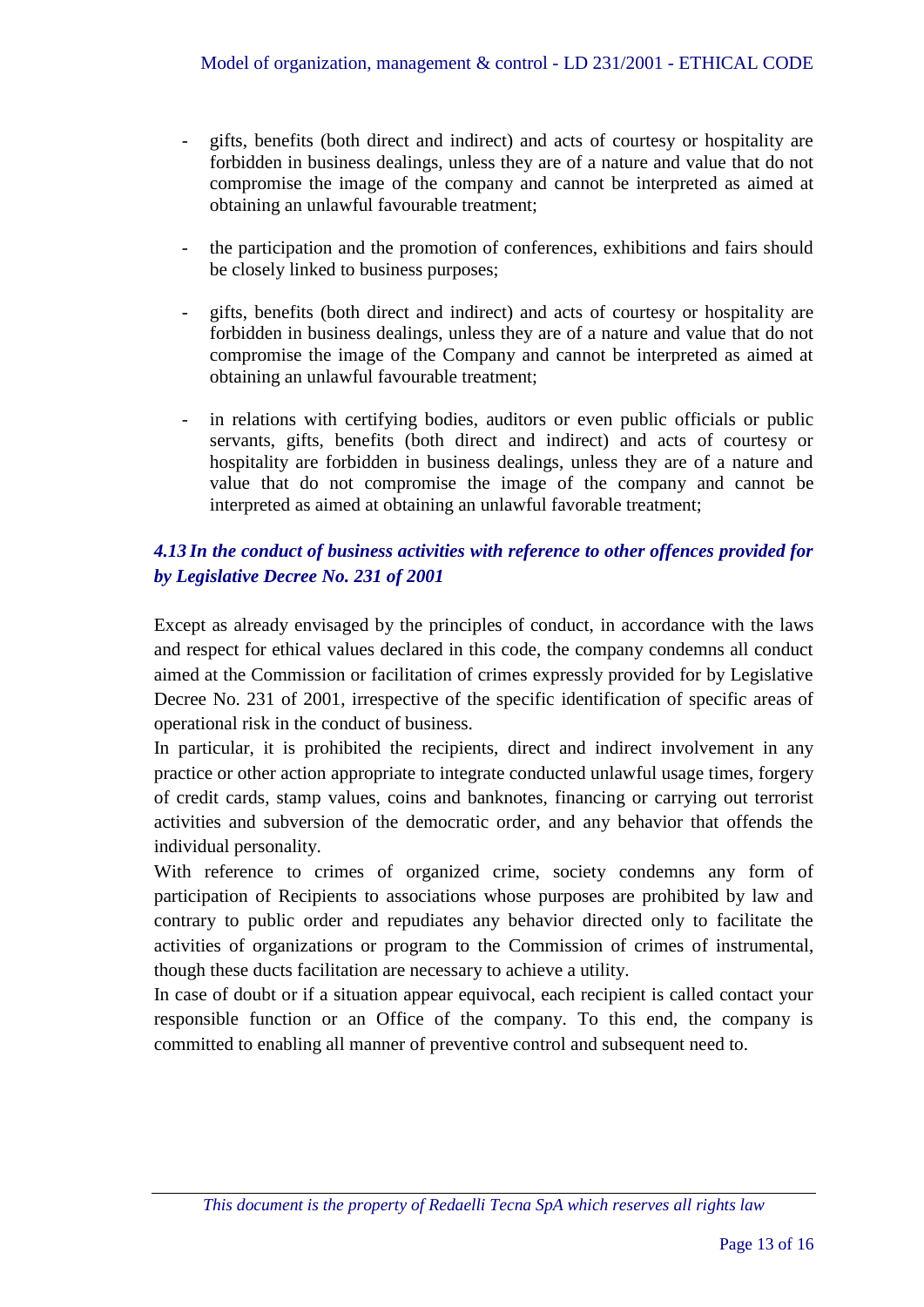- gifts, benefits (both direct and indirect) and acts of courtesy or hospitality are forbidden in business dealings, unless they are of a nature and value that do not compromise the image of the company and cannot be interpreted as aimed at obtaining an unlawful favourable treatment;
- the participation and the promotion of conferences, exhibitions and fairs should be closely linked to business purposes;
- gifts, benefits (both direct and indirect) and acts of courtesy or hospitality are forbidden in business dealings, unless they are of a nature and value that do not compromise the image of the Company and cannot be interpreted as aimed at obtaining an unlawful favourable treatment;
- in relations with certifying bodies, auditors or even public officials or public servants, gifts, benefits (both direct and indirect) and acts of courtesy or hospitality are forbidden in business dealings, unless they are of a nature and value that do not compromise the image of the company and cannot be interpreted as aimed at obtaining an unlawful favorable treatment;

### *4.13 In the conduct of business activities with reference to other offences provided for by Legislative Decree No. 231 of 2001*

Except as already envisaged by the principles of conduct, in accordance with the laws and respect for ethical values declared in this code, the company condemns all conduct aimed at the Commission or facilitation of crimes expressly provided for by Legislative Decree No. 231 of 2001, irrespective of the specific identification of specific areas of operational risk in the conduct of business.

In particular, it is prohibited the recipients, direct and indirect involvement in any practice or other action appropriate to integrate conducted unlawful usage times, forgery of credit cards, stamp values, coins and banknotes, financing or carrying out terrorist activities and subversion of the democratic order, and any behavior that offends the individual personality.

With reference to crimes of organized crime, society condemns any form of participation of Recipients to associations whose purposes are prohibited by law and contrary to public order and repudiates any behavior directed only to facilitate the activities of organizations or program to the Commission of crimes of instrumental, though these ducts facilitation are necessary to achieve a utility.

In case of doubt or if a situation appear equivocal, each recipient is called contact your responsible function or an Office of the company. To this end, the company is committed to enabling all manner of preventive control and subsequent need to.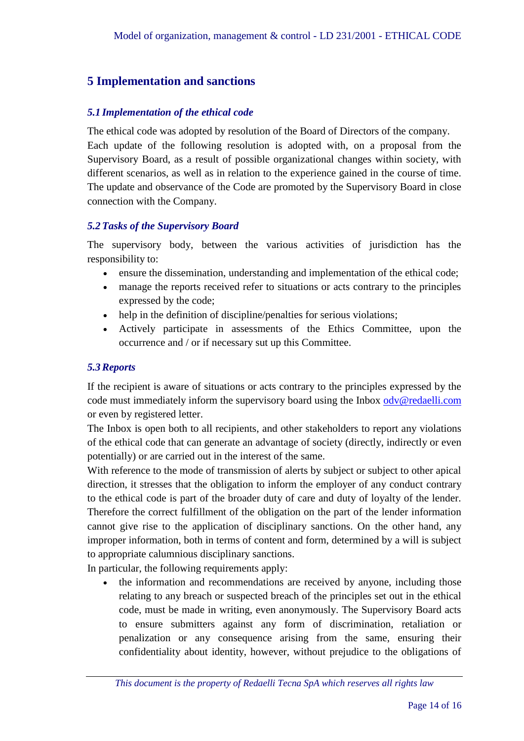## 5 Implementation and sanctions

### *5.1 Implementation of the ethical code*

The ethical code was adopted by resolution of the Board of Directors of the company.
Each update of the following resolution is adopted with, on a proposal from the Supervisory Board, as a result of possible organizational changes within society, with different scenarios, as well as in relation to the experience gained in the course of time. The update and observance of the Code are promoted by the Supervisory Board in close connection with the Company.

### *5.2 Tasks of the Supervisory Board*

The supervisory body, between the various activities of jurisdiction has the responsibility to:

- ensure the dissemination, understanding and implementation of the ethical code;
- manage the reports received refer to situations or acts contrary to the principles expressed by the code;
- help in the definition of discipline/penalties for serious violations;
- Actively participate in assessments of the Ethics Committee, upon the occurrence and / or if necessary sut up this Committee.

### *5.3 Reports*

If the recipient is aware of situations or acts contrary to the principles expressed by the code must immediately inform the supervisory board using the Inbox odv@redaelli.com or even by registered letter.
The Inbox is open both to all recipients, and other stakeholders to report any violations of the ethical code that can generate an advantage of society (directly, indirectly or even potentially) or are carried out in the interest of the same.
With reference to the mode of transmission of alerts by subject or subject to other apical direction, it stresses that the obligation to inform the employer of any conduct contrary to the ethical code is part of the broader duty of care and duty of loyalty of the lender. Therefore the correct fulfillment of the obligation on the part of the lender information cannot give rise to the application of disciplinary sanctions. On the other hand, any improper information, both in terms of content and form, determined by a will is subject to appropriate calumnious disciplinary sanctions.
In particular, the following requirements apply:

- the information and recommendations are received by anyone, including those relating to any breach or suspected breach of the principles set out in the ethical code, must be made in writing, even anonymously. The Supervisory Board acts to ensure submitters against any form of discrimination, retaliation or penalization or any consequence arising from the same, ensuring their confidentiality about identity, however, without prejudice to the obligations of

*This document is the property of Redaelli Tecna SpA which reserves all rights law*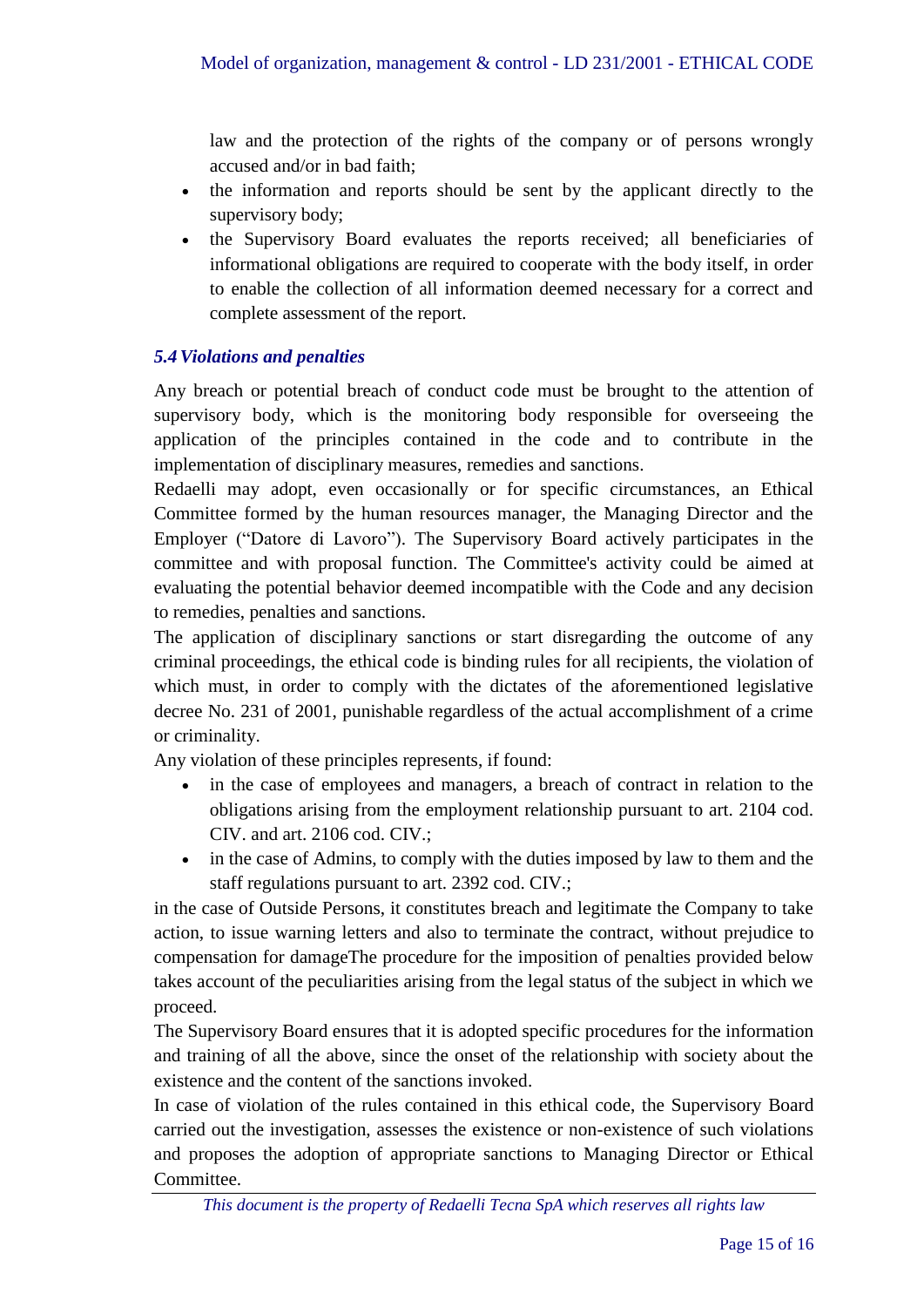law and the protection of the rights of the company or of persons wrongly accused and/or in bad faith;

- the information and reports should be sent by the applicant directly to the supervisory body;
- the Supervisory Board evaluates the reports received; all beneficiaries of informational obligations are required to cooperate with the body itself, in order to enable the collection of all information deemed necessary for a correct and complete assessment of the report.

### *5.4 Violations and penalties*

Any breach or potential breach of conduct code must be brought to the attention of supervisory body, which is the monitoring body responsible for overseeing the application of the principles contained in the code and to contribute in the implementation of disciplinary measures, remedies and sanctions.

Redaelli may adopt, even occasionally or for specific circumstances, an Ethical Committee formed by the human resources manager, the Managing Director and the Employer ("Datore di Lavoro"). The Supervisory Board actively participates in the committee and with proposal function. The Committee's activity could be aimed at evaluating the potential behavior deemed incompatible with the Code and any decision to remedies, penalties and sanctions.

The application of disciplinary sanctions or start disregarding the outcome of any criminal proceedings, the ethical code is binding rules for all recipients, the violation of which must, in order to comply with the dictates of the aforementioned legislative decree No. 231 of 2001, punishable regardless of the actual accomplishment of a crime or criminality.

Any violation of these principles represents, if found:

- in the case of employees and managers, a breach of contract in relation to the obligations arising from the employment relationship pursuant to art. 2104 cod. CIV. and art. 2106 cod. CIV.;
- in the case of Admins, to comply with the duties imposed by law to them and the staff regulations pursuant to art. 2392 cod. CIV.;

in the case of Outside Persons, it constitutes breach and legitimate the Company to take action, to issue warning letters and also to terminate the contract, without prejudice to compensation for damageThe procedure for the imposition of penalties provided below takes account of the peculiarities arising from the legal status of the subject in which we proceed.

The Supervisory Board ensures that it is adopted specific procedures for the information and training of all the above, since the onset of the relationship with society about the existence and the content of the sanctions invoked.

In case of violation of the rules contained in this ethical code, the Supervisory Board carried out the investigation, assesses the existence or non-existence of such violations and proposes the adoption of appropriate sanctions to Managing Director or Ethical Committee.

*This document is the property of Redaelli Tecna SpA which reserves all rights law*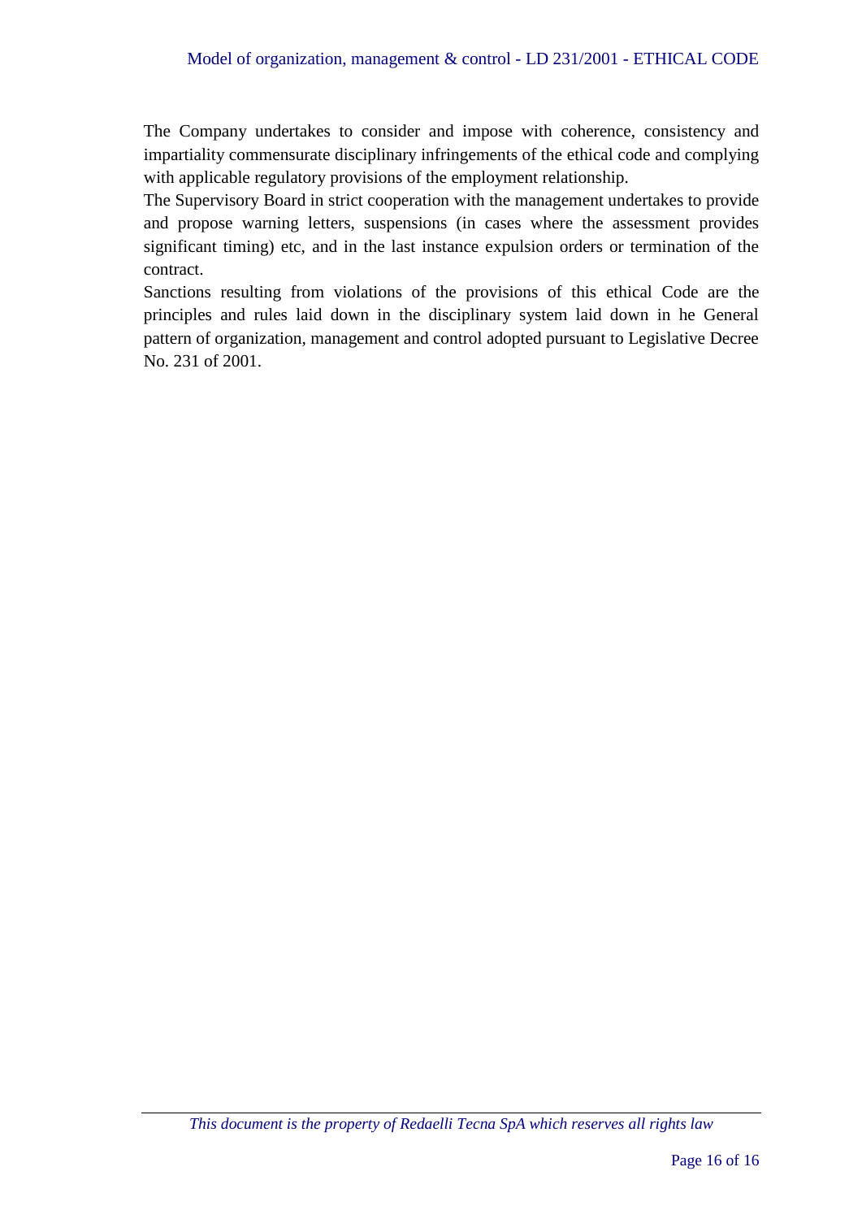The Company undertakes to consider and impose with coherence, consistency and impartiality commensurate disciplinary infringements of the ethical code and complying with applicable regulatory provisions of the employment relationship.
The Supervisory Board in strict cooperation with the management undertakes to provide and propose warning letters, suspensions (in cases where the assessment provides significant timing) etc, and in the last instance expulsion orders or termination of the contract.
Sanctions resulting from violations of the provisions of this ethical Code are the principles and rules laid down in the disciplinary system laid down in he General pattern of organization, management and control adopted pursuant to Legislative Decree No. 231 of 2001.